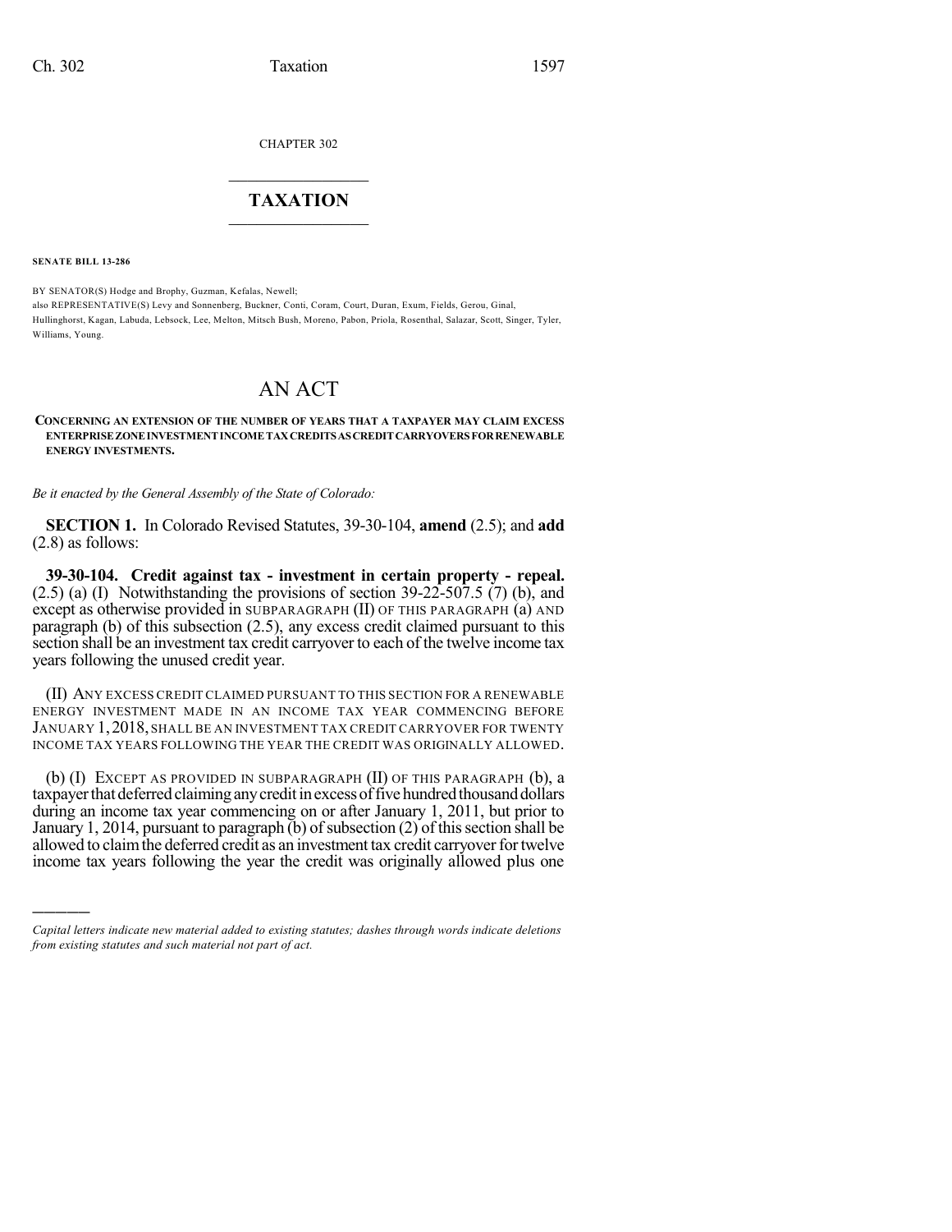CHAPTER 302

# TAXATION

**SENATE BILL 13-286**

BY SENATOR(S) Hodge and Brophy, Guzman, Kefalas, Newell;
also REPRESENTATIVE(S) Levy and Sonnenberg, Buckner, Conti, Coram, Court, Duran, Exum, Fields, Gerou, Ginal, Hullinghorst, Kagan, Labuda, Lebsock, Lee, Melton, Mitsch Bush, Moreno, Pabon, Priola, Rosenthal, Salazar, Scott, Singer, Tyler, Williams, Young.

# AN ACT

**CONCERNING AN EXTENSION OF THE NUMBER OF YEARS THAT A TAXPAYER MAY CLAIM EXCESS ENTERPRISE ZONE INVESTMENT INCOME TAX CREDITS AS CREDIT CARRYOVERS FOR RENEWABLE ENERGY INVESTMENTS.**

*Be it enacted by the General Assembly of the State of Colorado:*

**SECTION 1.** In Colorado Revised Statutes, 39-30-104, **amend** (2.5); and **add** (2.8) as follows:

**39-30-104. Credit against tax - investment in certain property - repeal.** (2.5) (a) (I) Notwithstanding the provisions of section 39-22-507.5 (7) (b), and except as otherwise provided in SUBPARAGRAPH (II) OF THIS PARAGRAPH (a) AND paragraph (b) of this subsection (2.5), any excess credit claimed pursuant to this section shall be an investment tax credit carryover to each of the twelve income tax years following the unused credit year.

(II) ANY EXCESS CREDIT CLAIMED PURSUANT TO THIS SECTION FOR A RENEWABLE ENERGY INVESTMENT MADE IN AN INCOME TAX YEAR COMMENCING BEFORE JANUARY 1, 2018, SHALL BE AN INVESTMENT TAX CREDIT CARRYOVER FOR TWENTY INCOME TAX YEARS FOLLOWING THE YEAR THE CREDIT WAS ORIGINALLY ALLOWED.

(b) (I) EXCEPT AS PROVIDED IN SUBPARAGRAPH (II) OF THIS PARAGRAPH (b), a taxpayer that deferred claiming any credit in excess of five hundred thousand dollars during an income tax year commencing on or after January 1, 2011, but prior to January 1, 2014, pursuant to paragraph (b) of subsection (2) of this section shall be allowed to claim the deferred credit as an investment tax credit carryover for twelve income tax years following the year the credit was originally allowed plus one

---

*Capital letters indicate new material added to existing statutes; dashes through words indicate deletions from existing statutes and such material not part of act.*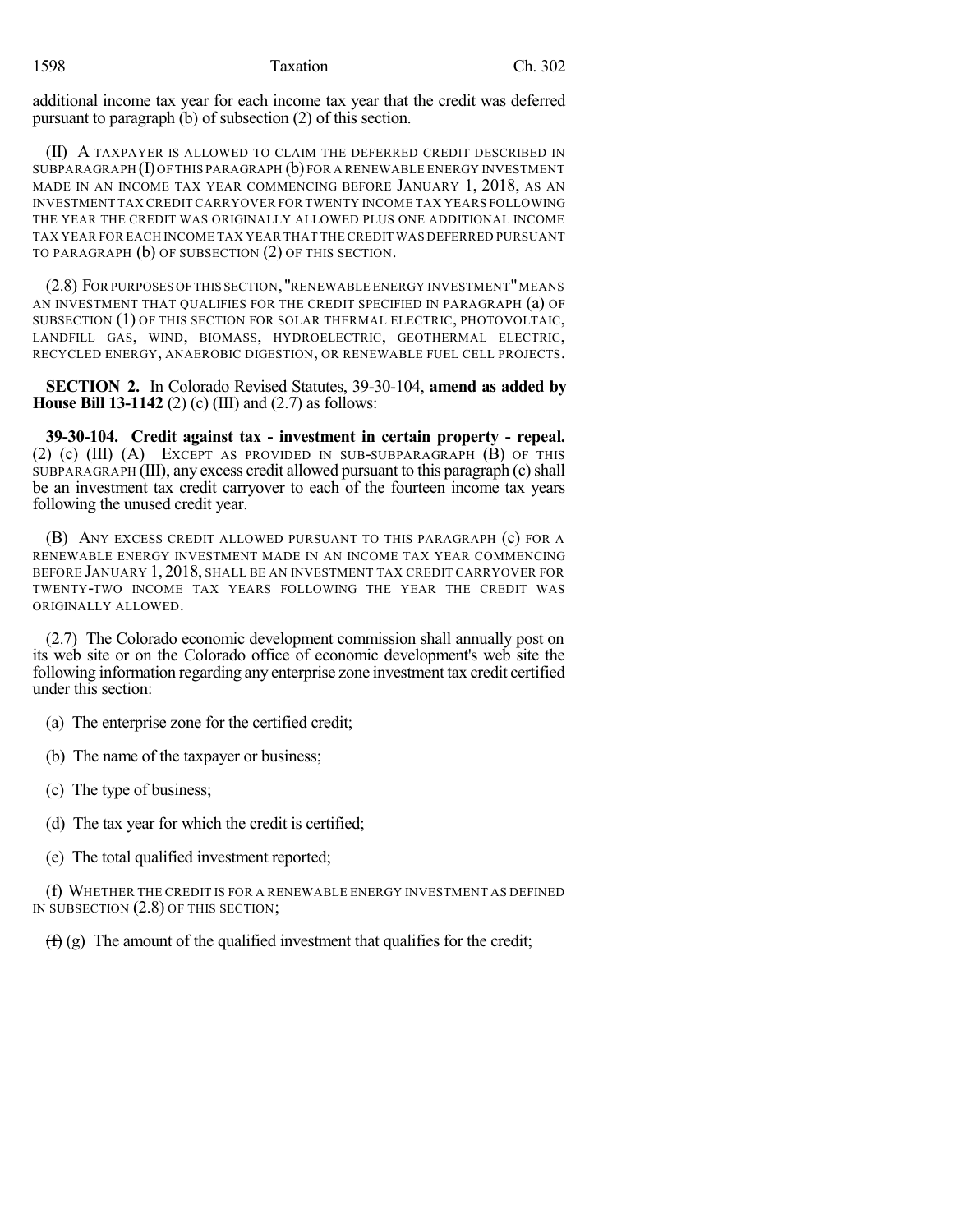additional income tax year for each income tax year that the credit was deferred pursuant to paragraph (b) of subsection (2) of this section.

(II) A TAXPAYER IS ALLOWED TO CLAIM THE DEFERRED CREDIT DESCRIBED IN SUBPARAGRAPH (I) OF THIS PARAGRAPH (b) FOR A RENEWABLE ENERGY INVESTMENT MADE IN AN INCOME TAX YEAR COMMENCING BEFORE JANUARY 1, 2018, AS AN INVESTMENT TAX CREDIT CARRYOVER FOR TWENTY INCOME TAX YEARS FOLLOWING THE YEAR THE CREDIT WAS ORIGINALLY ALLOWED PLUS ONE ADDITIONAL INCOME TAX YEAR FOR EACH INCOME TAX YEAR THAT THE CREDIT WAS DEFERRED PURSUANT TO PARAGRAPH (b) OF SUBSECTION (2) OF THIS SECTION.

(2.8) FOR PURPOSES OF THIS SECTION, "RENEWABLE ENERGY INVESTMENT" MEANS AN INVESTMENT THAT QUALIFIES FOR THE CREDIT SPECIFIED IN PARAGRAPH (a) OF SUBSECTION (1) OF THIS SECTION FOR SOLAR THERMAL ELECTRIC, PHOTOVOLTAIC, LANDFILL GAS, WIND, BIOMASS, HYDROELECTRIC, GEOTHERMAL ELECTRIC, RECYCLED ENERGY, ANAEROBIC DIGESTION, OR RENEWABLE FUEL CELL PROJECTS.

**SECTION 2.** In Colorado Revised Statutes, 39-30-104, **amend as added by House Bill 13-1142** (2) (c) (III) and (2.7) as follows:

**39-30-104. Credit against tax - investment in certain property - repeal.** (2) (c) (III) (A) EXCEPT AS PROVIDED IN SUB-SUBPARAGRAPH (B) OF THIS SUBPARAGRAPH (III), any excess credit allowed pursuant to this paragraph (c) shall be an investment tax credit carryover to each of the fourteen income tax years following the unused credit year.

(B) ANY EXCESS CREDIT ALLOWED PURSUANT TO THIS PARAGRAPH (c) FOR A RENEWABLE ENERGY INVESTMENT MADE IN AN INCOME TAX YEAR COMMENCING BEFORE JANUARY 1, 2018, SHALL BE AN INVESTMENT TAX CREDIT CARRYOVER FOR TWENTY-TWO INCOME TAX YEARS FOLLOWING THE YEAR THE CREDIT WAS ORIGINALLY ALLOWED.

(2.7) The Colorado economic development commission shall annually post on its web site or on the Colorado office of economic development's web site the following information regarding any enterprise zone investment tax credit certified under this section:

(a) The enterprise zone for the certified credit;

(b) The name of the taxpayer or business;

(c) The type of business;

(d) The tax year for which the credit is certified;

(e) The total qualified investment reported;

(f) WHETHER THE CREDIT IS FOR A RENEWABLE ENERGY INVESTMENT AS DEFINED IN SUBSECTION (2.8) OF THIS SECTION;

~~(f)~~ (g) The amount of the qualified investment that qualifies for the credit;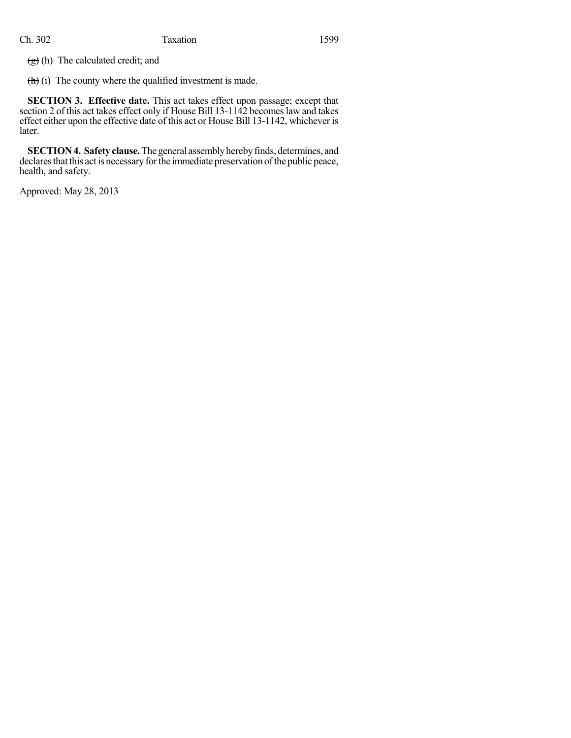~~(g)~~ (h) The calculated credit; and

~~(h)~~ (i) The county where the qualified investment is made.

**SECTION 3. Effective date.** This act takes effect upon passage; except that section 2 of this act takes effect only if House Bill 13-1142 becomes law and takes effect either upon the effective date of this act or House Bill 13-1142, whichever is later.

**SECTION 4. Safety clause.** The general assembly hereby finds, determines, and declares that this act is necessary for the immediate preservation of the public peace, health, and safety.

Approved: May 28, 2013